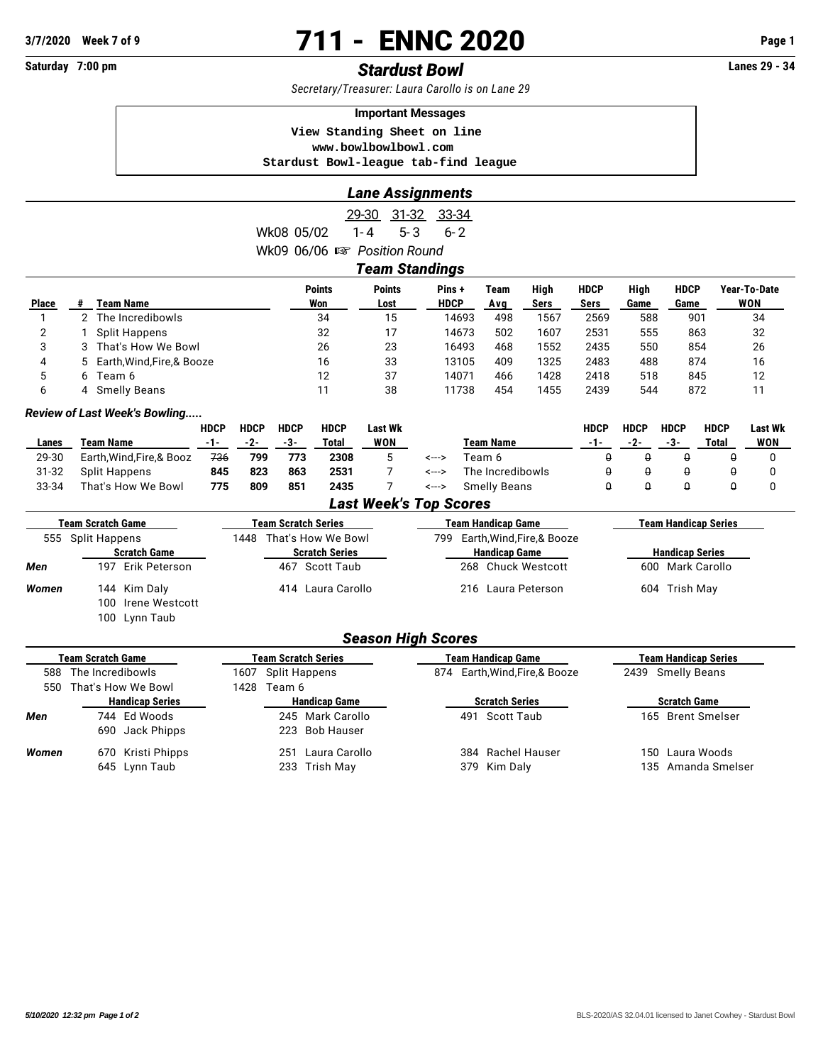# 711 - ENNC 2020

**3/7/2020 Week 7 of 9**

**Saturday 7:00 pm**

## *Stardust Bowl*

**Lanes 29 - 34**

*Secretary/Treasurer: Laura Carollo is on Lane 29*

**Important Messages**

```
View Standing Sheet on line
www.bowlbowlbowl.com
Stardust Bowl-league tab-find league
```

## *Lane Assignments*

| | 29-30 | 31-32 | 33-34 |
|---|---|---|---|
| Wk08 05/02 | 1- 4 | 5- 3 | 6- 2 |
| Wk09 06/06 ☞ *Position Round* | | | |

## *Team Standings*

| Place | # | Team Name | Points Won | Points Lost | Pins + HDCP | Team Avg | High Sers | HDCP Sers | High Game | HDCP Game | Year-To-Date WON |
|---|---|---|---|---|---|---|---|---|---|---|---|
| 1 | 2 | The Incredibowls | 34 | 15 | 14693 | 498 | 1567 | 2569 | 588 | 901 | 34 |
| 2 | 1 | Split Happens | 32 | 17 | 14673 | 502 | 1607 | 2531 | 555 | 863 | 32 |
| 3 | 3 | That's How We Bowl | 26 | 23 | 16493 | 468 | 1552 | 2435 | 550 | 854 | 26 |
| 4 | 5 | Earth,Wind,Fire,& Booze | 16 | 33 | 13105 | 409 | 1325 | 2483 | 488 | 874 | 16 |
| 5 | 6 | Team 6 | 12 | 37 | 14071 | 466 | 1428 | 2418 | 518 | 845 | 12 |
| 6 | 4 | Smelly Beans | 11 | 38 | 11738 | 454 | 1455 | 2439 | 544 | 872 | 11 |

### *Review of Last Week's Bowling.....*

| Lanes | Team Name | HDCP -1- | HDCP -2- | HDCP -3- | HDCP Total | Last Wk WON | | Team Name | HDCP -1- | HDCP -2- | HDCP -3- | HDCP Total | Last Wk WON |
|---|---|---|---|---|---|---|---|---|---|---|---|---|---|
| 29-30 | Earth,Wind,Fire,& Booz | ~~736~~ | **799** | **773** | **2308** | 5 | <---> | Team 6 | ~~0~~ | ~~0~~ | ~~0~~ | ~~0~~ | 0 |
| 31-32 | Split Happens | **845** | **823** | **863** | **2531** | 7 | <---> | The Incredibowls | ~~0~~ | ~~0~~ | ~~0~~ | ~~0~~ | 0 |
| 33-34 | That's How We Bowl | **775** | **809** | **851** | **2435** | 7 | <---> | Smelly Beans | ~~0~~ | ~~0~~ | ~~0~~ | ~~0~~ | 0 |

## *Last Week's Top Scores*

| | Team Scratch Game | Team Scratch Series | Team Handicap Game | Team Handicap Series |
|---|---|---|---|---|
| | 555 Split Happens | 1448 That's How We Bowl | 799 Earth,Wind,Fire,& Booze | |
| | **Scratch Game** | **Scratch Series** | **Handicap Game** | **Handicap Series** |
| ***Men*** | 197 Erik Peterson | 467 Scott Taub | 268 Chuck Westcott | 600 Mark Carollo |
| ***Women*** | 144 Kim Daly<br>100 Irene Westcott<br>100 Lynn Taub | 414 Laura Carollo | 216 Laura Peterson | 604 Trish May |

## *Season High Scores*

| | Team Scratch Game | Team Scratch Series | Team Handicap Game | Team Handicap Series |
|---|---|---|---|---|
| | 588 The Incredibowls<br>550 That's How We Bowl | 1607 Split Happens<br>1428 Team 6 | 874 Earth,Wind,Fire,& Booze | 2439 Smelly Beans |
| | **Handicap Series** | **Handicap Game** | **Scratch Series** | **Scratch Game** |
| ***Men*** | 744 Ed Woods<br>690 Jack Phipps | 245 Mark Carollo<br>223 Bob Hauser | 491 Scott Taub | 165 Brent Smelser |
| ***Women*** | 670 Kristi Phipps<br>645 Lynn Taub | 251 Laura Carollo<br>233 Trish May | 384 Rachel Hauser<br>379 Kim Daly | 150 Laura Woods<br>135 Amanda Smelser |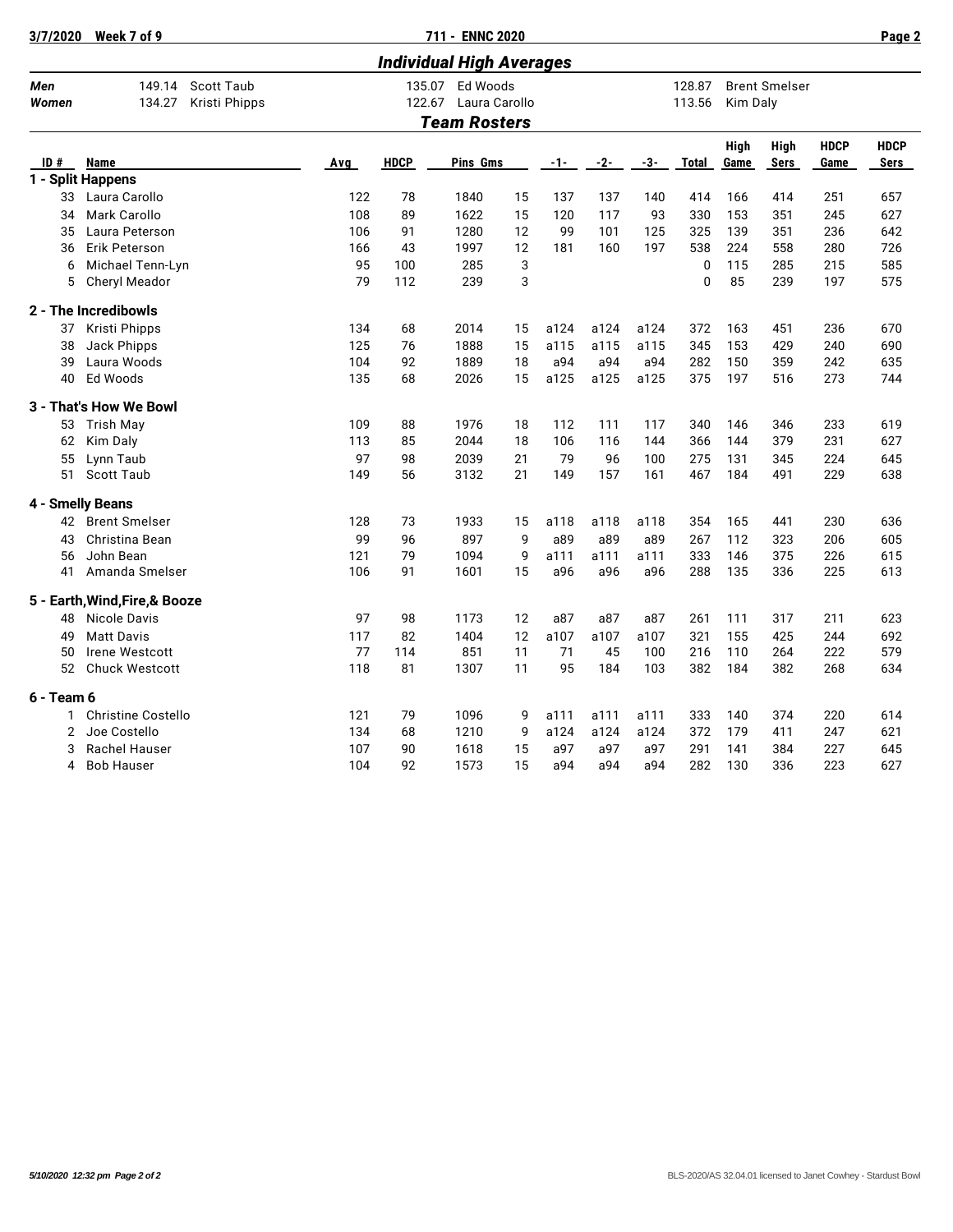## Individual High Averages

| | | | | | | |
|---|---|---|---|---|---|---|
| **Men** | 149.14 | Scott Taub | 135.07 | Ed Woods | 128.87 | Brent Smelser |
| **Women** | 134.27 | Kristi Phipps | 122.67 | Laura Carollo | 113.56 | Kim Daly |

## Team Rosters

| ID # | Name | Avg | HDCP | Pins | Gms | -1- | -2- | -3- | Total | High Game | High Sers | HDCP Game | HDCP Sers |
|---|---|---|---|---|---|---|---|---|---|---|---|---|---|
| **1 - Split Happens** | | | | | | | | | | | | | |
| 33 | Laura Carollo | 122 | 78 | 1840 | 15 | 137 | 137 | 140 | 414 | 166 | 414 | 251 | 657 |
| 34 | Mark Carollo | 108 | 89 | 1622 | 15 | 120 | 117 | 93 | 330 | 153 | 351 | 245 | 627 |
| 35 | Laura Peterson | 106 | 91 | 1280 | 12 | 99 | 101 | 125 | 325 | 139 | 351 | 236 | 642 |
| 36 | Erik Peterson | 166 | 43 | 1997 | 12 | 181 | 160 | 197 | 538 | 224 | 558 | 280 | 726 |
| 6 | Michael Tenn-Lyn | 95 | 100 | 285 | 3 | | | | 0 | 115 | 285 | 215 | 585 |
| 5 | Cheryl Meador | 79 | 112 | 239 | 3 | | | | 0 | 85 | 239 | 197 | 575 |
| **2 - The Incredibowls** | | | | | | | | | | | | | |
| 37 | Kristi Phipps | 134 | 68 | 2014 | 15 | a124 | a124 | a124 | 372 | 163 | 451 | 236 | 670 |
| 38 | Jack Phipps | 125 | 76 | 1888 | 15 | a115 | a115 | a115 | 345 | 153 | 429 | 240 | 690 |
| 39 | Laura Woods | 104 | 92 | 1889 | 18 | a94 | a94 | a94 | 282 | 150 | 359 | 242 | 635 |
| 40 | Ed Woods | 135 | 68 | 2026 | 15 | a125 | a125 | a125 | 375 | 197 | 516 | 273 | 744 |
| **3 - That's How We Bowl** | | | | | | | | | | | | | |
| 53 | Trish May | 109 | 88 | 1976 | 18 | 112 | 111 | 117 | 340 | 146 | 346 | 233 | 619 |
| 62 | Kim Daly | 113 | 85 | 2044 | 18 | 106 | 116 | 144 | 366 | 144 | 379 | 231 | 627 |
| 55 | Lynn Taub | 97 | 98 | 2039 | 21 | 79 | 96 | 100 | 275 | 131 | 345 | 224 | 645 |
| 51 | Scott Taub | 149 | 56 | 3132 | 21 | 149 | 157 | 161 | 467 | 184 | 491 | 229 | 638 |
| **4 - Smelly Beans** | | | | | | | | | | | | | |
| 42 | Brent Smelser | 128 | 73 | 1933 | 15 | a118 | a118 | a118 | 354 | 165 | 441 | 230 | 636 |
| 43 | Christina Bean | 99 | 96 | 897 | 9 | a89 | a89 | a89 | 267 | 112 | 323 | 206 | 605 |
| 56 | John Bean | 121 | 79 | 1094 | 9 | a111 | a111 | a111 | 333 | 146 | 375 | 226 | 615 |
| 41 | Amanda Smelser | 106 | 91 | 1601 | 15 | a96 | a96 | a96 | 288 | 135 | 336 | 225 | 613 |
| **5 - Earth,Wind,Fire,& Booze** | | | | | | | | | | | | | |
| 48 | Nicole Davis | 97 | 98 | 1173 | 12 | a87 | a87 | a87 | 261 | 111 | 317 | 211 | 623 |
| 49 | Matt Davis | 117 | 82 | 1404 | 12 | a107 | a107 | a107 | 321 | 155 | 425 | 244 | 692 |
| 50 | Irene Westcott | 77 | 114 | 851 | 11 | 71 | 45 | 100 | 216 | 110 | 264 | 222 | 579 |
| 52 | Chuck Westcott | 118 | 81 | 1307 | 11 | 95 | 184 | 103 | 382 | 184 | 382 | 268 | 634 |
| **6 - Team 6** | | | | | | | | | | | | | |
| 1 | Christine Costello | 121 | 79 | 1096 | 9 | a111 | a111 | a111 | 333 | 140 | 374 | 220 | 614 |
| 2 | Joe Costello | 134 | 68 | 1210 | 9 | a124 | a124 | a124 | 372 | 179 | 411 | 247 | 621 |
| 3 | Rachel Hauser | 107 | 90 | 1618 | 15 | a97 | a97 | a97 | 291 | 141 | 384 | 227 | 645 |
| 4 | Bob Hauser | 104 | 92 | 1573 | 15 | a94 | a94 | a94 | 282 | 130 | 336 | 223 | 627 |

BLS-2020/AS 32.04.01 licensed to Janet Cowhey - Stardust Bowl